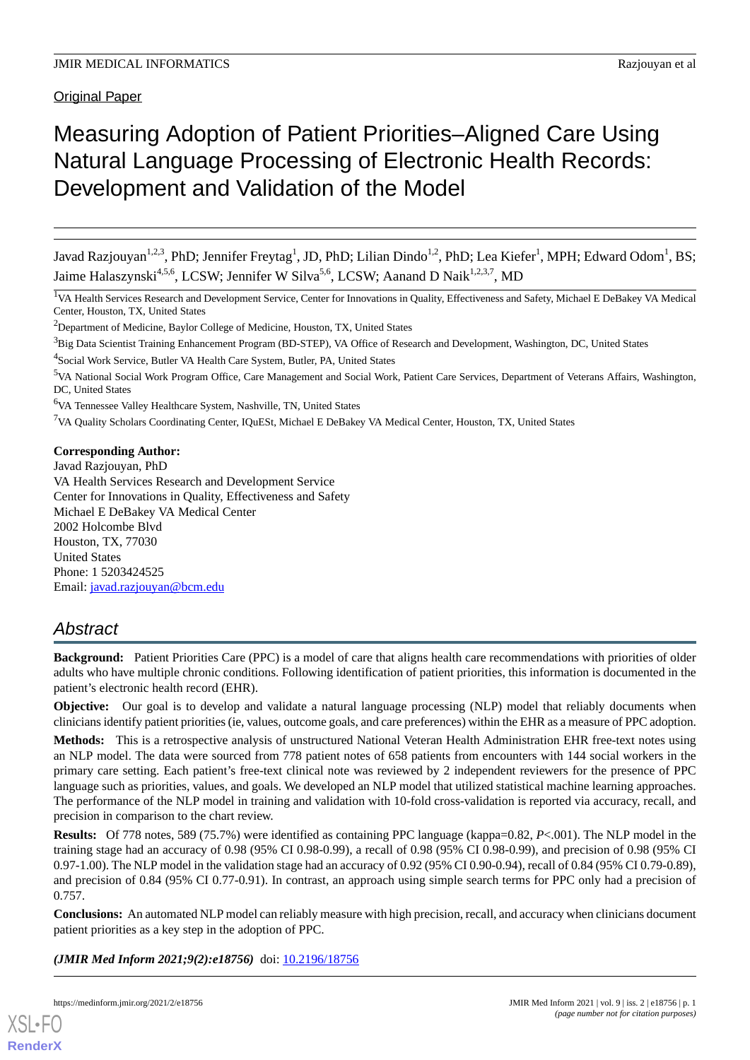Original Paper

# Measuring Adoption of Patient Priorities–Aligned Care Using Natural Language Processing of Electronic Health Records: Development and Validation of the Model

Javad Razjouyan[1,2,3], PhD; Jennifer Freytag[1], JD, PhD; Lilian Dindo[1,2], PhD; Lea Kiefer[1], MPH; Edward Odom[1], BS; Jaime Halaszynski[4,5,6], LCSW; Jennifer W Silva[5,6], LCSW; Aanand D Naik[1,2,3,7], MD

[1]VA Health Services Research and Development Service, Center for Innovations in Quality, Effectiveness and Safety, Michael E DeBakey VA Medical Center, Houston, TX, United States

[2]Department of Medicine, Baylor College of Medicine, Houston, TX, United States

[3]Big Data Scientist Training Enhancement Program (BD-STEP), VA Office of Research and Development, Washington, DC, United States

[4]Social Work Service, Butler VA Health Care System, Butler, PA, United States

[5]VA National Social Work Program Office, Care Management and Social Work, Patient Care Services, Department of Veterans Affairs, Washington, DC, United States

[6]VA Tennessee Valley Healthcare System, Nashville, TN, United States

[7]VA Quality Scholars Coordinating Center, IQuESt, Michael E DeBakey VA Medical Center, Houston, TX, United States

**Corresponding Author:**
Javad Razjouyan, PhD
VA Health Services Research and Development Service
Center for Innovations in Quality, Effectiveness and Safety
Michael E DeBakey VA Medical Center
2002 Holcombe Blvd
Houston, TX, 77030
United States
Phone: 1 5203424525
Email: javad.razjouyan@bcm.edu

## Abstract

**Background:** Patient Priorities Care (PPC) is a model of care that aligns health care recommendations with priorities of older adults who have multiple chronic conditions. Following identification of patient priorities, this information is documented in the patient's electronic health record (EHR).

**Objective:** Our goal is to develop and validate a natural language processing (NLP) model that reliably documents when clinicians identify patient priorities (ie, values, outcome goals, and care preferences) within the EHR as a measure of PPC adoption.

**Methods:** This is a retrospective analysis of unstructured National Veteran Health Administration EHR free-text notes using an NLP model. The data were sourced from 778 patient notes of 658 patients from encounters with 144 social workers in the primary care setting. Each patient's free-text clinical note was reviewed by 2 independent reviewers for the presence of PPC language such as priorities, values, and goals. We developed an NLP model that utilized statistical machine learning approaches. The performance of the NLP model in training and validation with 10-fold cross-validation is reported via accuracy, recall, and precision in comparison to the chart review.

**Results:** Of 778 notes, 589 (75.7%) were identified as containing PPC language (kappa=0.82, *P*<.001). The NLP model in the training stage had an accuracy of 0.98 (95% CI 0.98-0.99), a recall of 0.98 (95% CI 0.98-0.99), and precision of 0.98 (95% CI 0.97-1.00). The NLP model in the validation stage had an accuracy of 0.92 (95% CI 0.90-0.94), recall of 0.84 (95% CI 0.79-0.89), and precision of 0.84 (95% CI 0.77-0.91). In contrast, an approach using simple search terms for PPC only had a precision of 0.757.

**Conclusions:** An automated NLP model can reliably measure with high precision, recall, and accuracy when clinicians document patient priorities as a key step in the adoption of PPC.

***(JMIR Med Inform 2021;9(2):e18756)*** doi: 10.2196/18756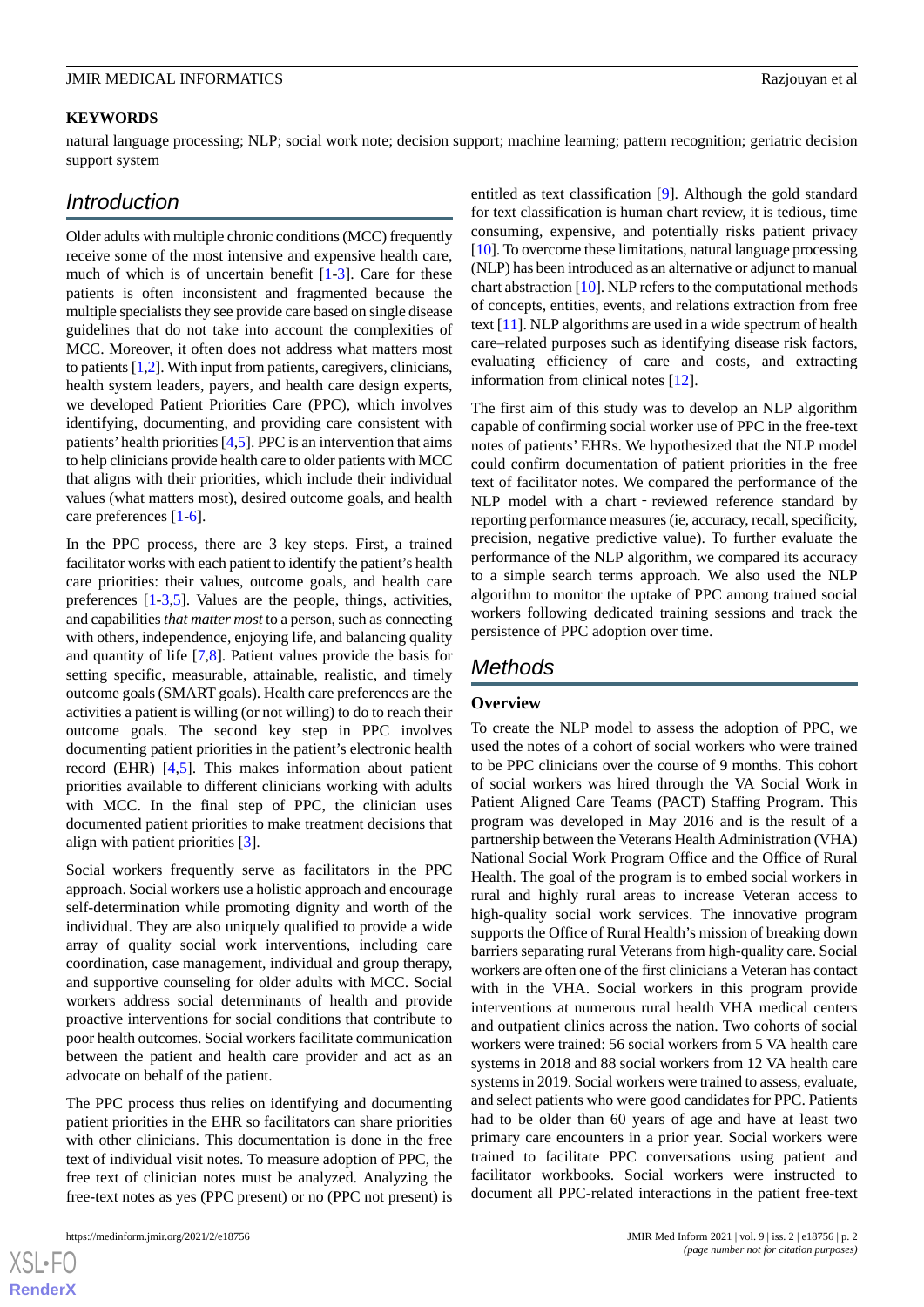**KEYWORDS**

natural language processing; NLP; social work note; decision support; machine learning; pattern recognition; geriatric decision support system

## Introduction

Older adults with multiple chronic conditions (MCC) frequently receive some of the most intensive and expensive health care, much of which is of uncertain benefit [1-3]. Care for these patients is often inconsistent and fragmented because the multiple specialists they see provide care based on single disease guidelines that do not take into account the complexities of MCC. Moreover, it often does not address what matters most to patients [1,2]. With input from patients, caregivers, clinicians, health system leaders, payers, and health care design experts, we developed Patient Priorities Care (PPC), which involves identifying, documenting, and providing care consistent with patients' health priorities [4,5]. PPC is an intervention that aims to help clinicians provide health care to older patients with MCC that aligns with their priorities, which include their individual values (what matters most), desired outcome goals, and health care preferences [1-6].

In the PPC process, there are 3 key steps. First, a trained facilitator works with each patient to identify the patient's health care priorities: their values, outcome goals, and health care preferences [1-3,5]. Values are the people, things, activities, and capabilities *that matter most* to a person, such as connecting with others, independence, enjoying life, and balancing quality and quantity of life [7,8]. Patient values provide the basis for setting specific, measurable, attainable, realistic, and timely outcome goals (SMART goals). Health care preferences are the activities a patient is willing (or not willing) to do to reach their outcome goals. The second key step in PPC involves documenting patient priorities in the patient's electronic health record (EHR) [4,5]. This makes information about patient priorities available to different clinicians working with adults with MCC. In the final step of PPC, the clinician uses documented patient priorities to make treatment decisions that align with patient priorities [3].

Social workers frequently serve as facilitators in the PPC approach. Social workers use a holistic approach and encourage self-determination while promoting dignity and worth of the individual. They are also uniquely qualified to provide a wide array of quality social work interventions, including care coordination, case management, individual and group therapy, and supportive counseling for older adults with MCC. Social workers address social determinants of health and provide proactive interventions for social conditions that contribute to poor health outcomes. Social workers facilitate communication between the patient and health care provider and act as an advocate on behalf of the patient.

The PPC process thus relies on identifying and documenting patient priorities in the EHR so facilitators can share priorities with other clinicians. This documentation is done in the free text of individual visit notes. To measure adoption of PPC, the free text of clinician notes must be analyzed. Analyzing the free-text notes as yes (PPC present) or no (PPC not present) is entitled as text classification [9]. Although the gold standard for text classification is human chart review, it is tedious, time consuming, expensive, and potentially risks patient privacy [10]. To overcome these limitations, natural language processing (NLP) has been introduced as an alternative or adjunct to manual chart abstraction [10]. NLP refers to the computational methods of concepts, entities, events, and relations extraction from free text [11]. NLP algorithms are used in a wide spectrum of health care–related purposes such as identifying disease risk factors, evaluating efficiency of care and costs, and extracting information from clinical notes [12].

The first aim of this study was to develop an NLP algorithm capable of confirming social worker use of PPC in the free-text notes of patients' EHRs. We hypothesized that the NLP model could confirm documentation of patient priorities in the free text of facilitator notes. We compared the performance of the NLP model with a chart‐reviewed reference standard by reporting performance measures (ie, accuracy, recall, specificity, precision, negative predictive value). To further evaluate the performance of the NLP algorithm, we compared its accuracy to a simple search terms approach. We also used the NLP algorithm to monitor the uptake of PPC among trained social workers following dedicated training sessions and track the persistence of PPC adoption over time.

## Methods

### Overview

To create the NLP model to assess the adoption of PPC, we used the notes of a cohort of social workers who were trained to be PPC clinicians over the course of 9 months. This cohort of social workers was hired through the VA Social Work in Patient Aligned Care Teams (PACT) Staffing Program. This program was developed in May 2016 and is the result of a partnership between the Veterans Health Administration (VHA) National Social Work Program Office and the Office of Rural Health. The goal of the program is to embed social workers in rural and highly rural areas to increase Veteran access to high-quality social work services. The innovative program supports the Office of Rural Health's mission of breaking down barriers separating rural Veterans from high-quality care. Social workers are often one of the first clinicians a Veteran has contact with in the VHA. Social workers in this program provide interventions at numerous rural health VHA medical centers and outpatient clinics across the nation. Two cohorts of social workers were trained: 56 social workers from 5 VA health care systems in 2018 and 88 social workers from 12 VA health care systems in 2019. Social workers were trained to assess, evaluate, and select patients who were good candidates for PPC. Patients had to be older than 60 years of age and have at least two primary care encounters in a prior year. Social workers were trained to facilitate PPC conversations using patient and facilitator workbooks. Social workers were instructed to document all PPC-related interactions in the patient free-text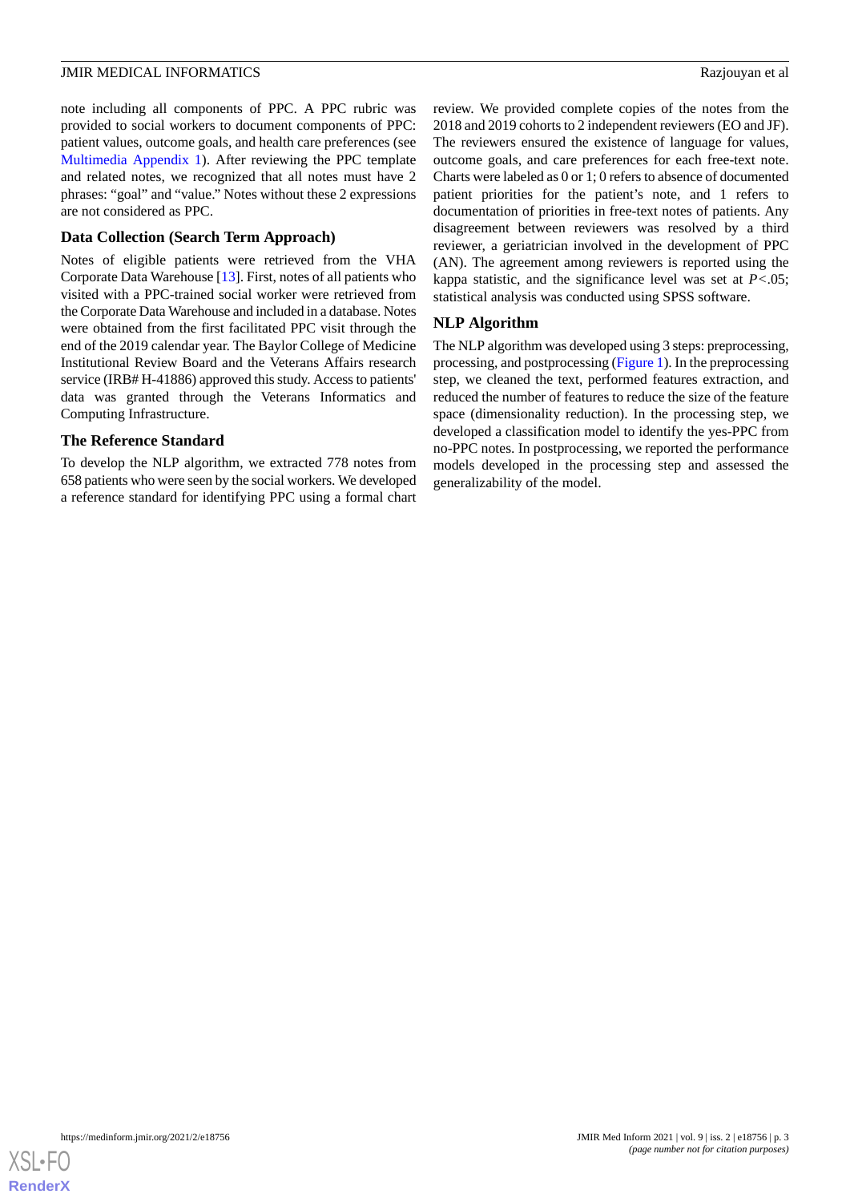note including all components of PPC. A PPC rubric was provided to social workers to document components of PPC: patient values, outcome goals, and health care preferences (see Multimedia Appendix 1). After reviewing the PPC template and related notes, we recognized that all notes must have 2 phrases: "goal" and "value." Notes without these 2 expressions are not considered as PPC.

### Data Collection (Search Term Approach)

Notes of eligible patients were retrieved from the VHA Corporate Data Warehouse [13]. First, notes of all patients who visited with a PPC-trained social worker were retrieved from the Corporate Data Warehouse and included in a database. Notes were obtained from the first facilitated PPC visit through the end of the 2019 calendar year. The Baylor College of Medicine Institutional Review Board and the Veterans Affairs research service (IRB# H-41886) approved this study. Access to patients' data was granted through the Veterans Informatics and Computing Infrastructure.

### The Reference Standard

To develop the NLP algorithm, we extracted 778 notes from 658 patients who were seen by the social workers. We developed a reference standard for identifying PPC using a formal chart review. We provided complete copies of the notes from the 2018 and 2019 cohorts to 2 independent reviewers (EO and JF). The reviewers ensured the existence of language for values, outcome goals, and care preferences for each free-text note. Charts were labeled as 0 or 1; 0 refers to absence of documented patient priorities for the patient's note, and 1 refers to documentation of priorities in free-text notes of patients. Any disagreement between reviewers was resolved by a third reviewer, a geriatrician involved in the development of PPC (AN). The agreement among reviewers is reported using the kappa statistic, and the significance level was set at $P<.05$; statistical analysis was conducted using SPSS software.

### NLP Algorithm

The NLP algorithm was developed using 3 steps: preprocessing, processing, and postprocessing (Figure 1). In the preprocessing step, we cleaned the text, performed features extraction, and reduced the number of features to reduce the size of the feature space (dimensionality reduction). In the processing step, we developed a classification model to identify the yes-PPC from no-PPC notes. In postprocessing, we reported the performance models developed in the processing step and assessed the generalizability of the model.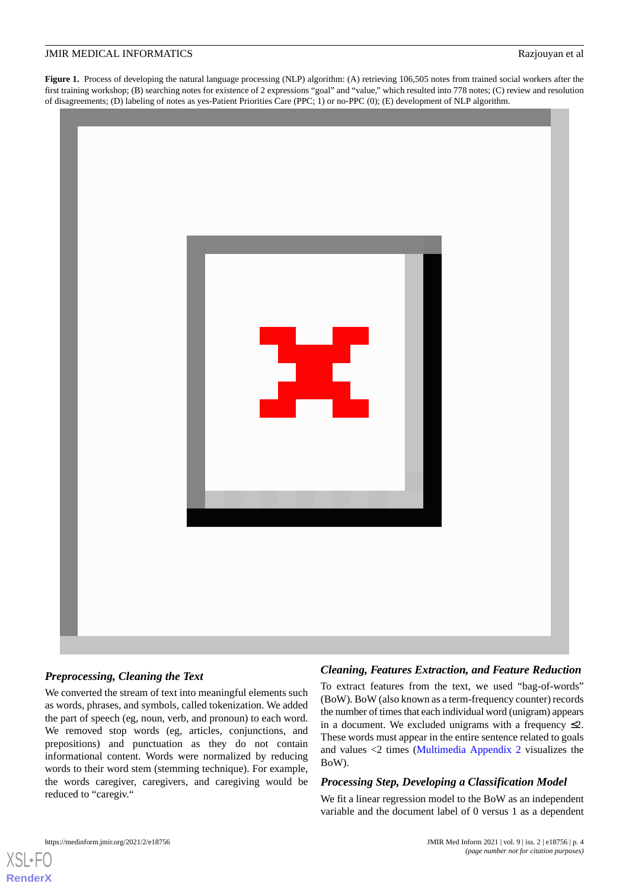**Figure 1.** Process of developing the natural language processing (NLP) algorithm: (A) retrieving 106,505 notes from trained social workers after the first training workshop; (B) searching notes for existence of 2 expressions "goal" and "value," which resulted into 778 notes; (C) review and resolution of disagreements; (D) labeling of notes as yes-Patient Priorities Care (PPC; 1) or no-PPC (0); (E) development of NLP algorithm.

### *Preprocessing, Cleaning the Text*

We converted the stream of text into meaningful elements such as words, phrases, and symbols, called tokenization. We added the part of speech (eg, noun, verb, and pronoun) to each word. We removed stop words (eg, articles, conjunctions, and prepositions) and punctuation as they do not contain informational content. Words were normalized by reducing words to their word stem (stemming technique). For example, the words caregiver, caregivers, and caregiving would be reduced to "caregiv."

### *Cleaning, Features Extraction, and Feature Reduction*

To extract features from the text, we used "bag-of-words" (BoW). BoW (also known as a term-frequency counter) records the number of times that each individual word (unigram) appears in a document. We excluded unigrams with a frequency ≤2. These words must appear in the entire sentence related to goals and values <2 times (Multimedia Appendix 2 visualizes the BoW).

### *Processing Step, Developing a Classification Model*

We fit a linear regression model to the BoW as an independent variable and the document label of 0 versus 1 as a dependent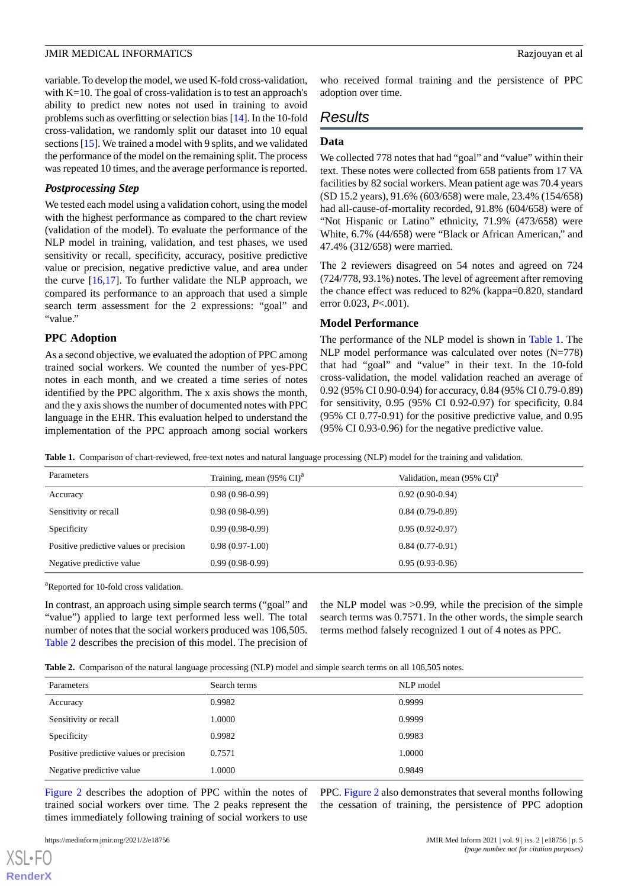variable. To develop the model, we used K-fold cross-validation, with K=10. The goal of cross-validation is to test an approach's ability to predict new notes not used in training to avoid problems such as overfitting or selection bias [14]. In the 10-fold cross-validation, we randomly split our dataset into 10 equal sections [15]. We trained a model with 9 splits, and we validated the performance of the model on the remaining split. The process was repeated 10 times, and the average performance is reported.

### *Postprocessing Step*

We tested each model using a validation cohort, using the model with the highest performance as compared to the chart review (validation of the model). To evaluate the performance of the NLP model in training, validation, and test phases, we used sensitivity or recall, specificity, accuracy, positive predictive value or precision, negative predictive value, and area under the curve [16,17]. To further validate the NLP approach, we compared its performance to an approach that used a simple search term assessment for the 2 expressions: "goal" and "value."

### PPC Adoption

As a second objective, we evaluated the adoption of PPC among trained social workers. We counted the number of yes-PPC notes in each month, and we created a time series of notes identified by the PPC algorithm. The x axis shows the month, and the y axis shows the number of documented notes with PPC language in the EHR. This evaluation helped to understand the implementation of the PPC approach among social workers who received formal training and the persistence of PPC adoption over time.

## *Results*

### Data

We collected 778 notes that had "goal" and "value" within their text. These notes were collected from 658 patients from 17 VA facilities by 82 social workers. Mean patient age was 70.4 years (SD 15.2 years), 91.6% (603/658) were male, 23.4% (154/658) had all-cause-of-mortality recorded, 91.8% (604/658) were of "Not Hispanic or Latino" ethnicity, 71.9% (473/658) were White, 6.7% (44/658) were "Black or African American," and 47.4% (312/658) were married.

The 2 reviewers disagreed on 54 notes and agreed on 724 (724/778, 93.1%) notes. The level of agreement after removing the chance effect was reduced to 82% (kappa=0.820, standard error 0.023, $P<.001$).

### Model Performance

The performance of the NLP model is shown in Table 1. The NLP model performance was calculated over notes (N=778) that had "goal" and "value" in their text. In the 10-fold cross-validation, the model validation reached an average of 0.92 (95% CI 0.90-0.94) for accuracy, 0.84 (95% CI 0.79-0.89) for sensitivity, 0.95 (95% CI 0.92-0.97) for specificity, 0.84 (95% CI 0.77-0.91) for the positive predictive value, and 0.95 (95% CI 0.93-0.96) for the negative predictive value.

**Table 1.** Comparison of chart-reviewed, free-text notes and natural language processing (NLP) model for the training and validation.

| Parameters | Training, mean (95% CI)[a] | Validation, mean (95% CI)[a] |
|---|---|---|
| Accuracy | 0.98 (0.98-0.99) | 0.92 (0.90-0.94) |
| Sensitivity or recall | 0.98 (0.98-0.99) | 0.84 (0.79-0.89) |
| Specificity | 0.99 (0.98-0.99) | 0.95 (0.92-0.97) |
| Positive predictive values or precision | 0.98 (0.97-1.00) | 0.84 (0.77-0.91) |
| Negative predictive value | 0.99 (0.98-0.99) | 0.95 (0.93-0.96) |

[a]Reported for 10-fold cross validation.

In contrast, an approach using simple search terms ("goal" and "value") applied to large text performed less well. The total number of notes that the social workers produced was 106,505. Table 2 describes the precision of this model. The precision of the NLP model was >0.99, while the precision of the simple search terms was 0.7571. In the other words, the simple search terms method falsely recognized 1 out of 4 notes as PPC.

**Table 2.** Comparison of the natural language processing (NLP) model and simple search terms on all 106,505 notes.

| Parameters | Search terms | NLP model |
|---|---|---|
| Accuracy | 0.9982 | 0.9999 |
| Sensitivity or recall | 1.0000 | 0.9999 |
| Specificity | 0.9982 | 0.9983 |
| Positive predictive values or precision | 0.7571 | 1.0000 |
| Negative predictive value | 1.0000 | 0.9849 |

Figure 2 describes the adoption of PPC within the notes of trained social workers over time. The 2 peaks represent the times immediately following training of social workers to use PPC. Figure 2 also demonstrates that several months following the cessation of training, the persistence of PPC adoption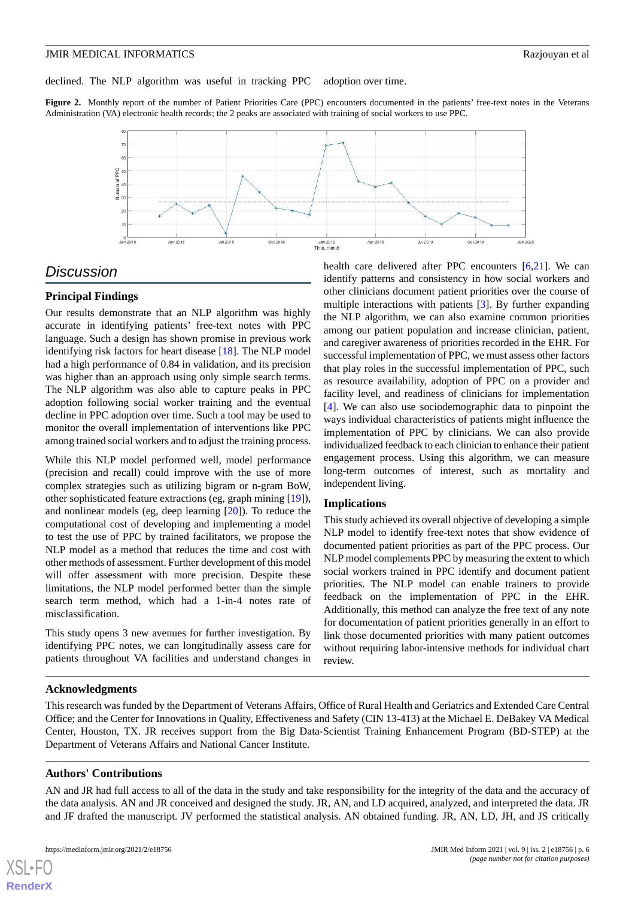declined. The NLP algorithm was useful in tracking PPC adoption over time.

**Figure 2.** Monthly report of the number of Patient Priorities Care (PPC) encounters documented in the patients' free-text notes in the Veterans Administration (VA) electronic health records; the 2 peaks are associated with training of social workers to use PPC.

## Discussion

### Principal Findings

Our results demonstrate that an NLP algorithm was highly accurate in identifying patients' free-text notes with PPC language. Such a design has shown promise in previous work identifying risk factors for heart disease [18]. The NLP model had a high performance of 0.84 in validation, and its precision was higher than an approach using only simple search terms. The NLP algorithm was also able to capture peaks in PPC adoption following social worker training and the eventual decline in PPC adoption over time. Such a tool may be used to monitor the overall implementation of interventions like PPC among trained social workers and to adjust the training process.

While this NLP model performed well, model performance (precision and recall) could improve with the use of more complex strategies such as utilizing bigram or n-gram BoW, other sophisticated feature extractions (eg, graph mining [19]), and nonlinear models (eg, deep learning [20]). To reduce the computational cost of developing and implementing a model to test the use of PPC by trained facilitators, we propose the NLP model as a method that reduces the time and cost with other methods of assessment. Further development of this model will offer assessment with more precision. Despite these limitations, the NLP model performed better than the simple search term method, which had a 1-in-4 notes rate of misclassification.

This study opens 3 new avenues for further investigation. By identifying PPC notes, we can longitudinally assess care for patients throughout VA facilities and understand changes in health care delivered after PPC encounters [6,21]. We can identify patterns and consistency in how social workers and other clinicians document patient priorities over the course of multiple interactions with patients [3]. By further expanding the NLP algorithm, we can also examine common priorities among our patient population and increase clinician, patient, and caregiver awareness of priorities recorded in the EHR. For successful implementation of PPC, we must assess other factors that play roles in the successful implementation of PPC, such as resource availability, adoption of PPC on a provider and facility level, and readiness of clinicians for implementation [4]. We can also use sociodemographic data to pinpoint the ways individual characteristics of patients might influence the implementation of PPC by clinicians. We can also provide individualized feedback to each clinician to enhance their patient engagement process. Using this algorithm, we can measure long-term outcomes of interest, such as mortality and independent living.

### Implications

This study achieved its overall objective of developing a simple NLP model to identify free-text notes that show evidence of documented patient priorities as part of the PPC process. Our NLP model complements PPC by measuring the extent to which social workers trained in PPC identify and document patient priorities. The NLP model can enable trainers to provide feedback on the implementation of PPC in the EHR. Additionally, this method can analyze the free text of any note for documentation of patient priorities generally in an effort to link those documented priorities with many patient outcomes without requiring labor-intensive methods for individual chart review.

### Acknowledgments

This research was funded by the Department of Veterans Affairs, Office of Rural Health and Geriatrics and Extended Care Central Office; and the Center for Innovations in Quality, Effectiveness and Safety (CIN 13-413) at the Michael E. DeBakey VA Medical Center, Houston, TX. JR receives support from the Big Data-Scientist Training Enhancement Program (BD-STEP) at the Department of Veterans Affairs and National Cancer Institute.

### Authors' Contributions

AN and JR had full access to all of the data in the study and take responsibility for the integrity of the data and the accuracy of the data analysis. AN and JR conceived and designed the study. JR, AN, and LD acquired, analyzed, and interpreted the data. JR and JF drafted the manuscript. JV performed the statistical analysis. AN obtained funding. JR, AN, LD, JH, and JS critically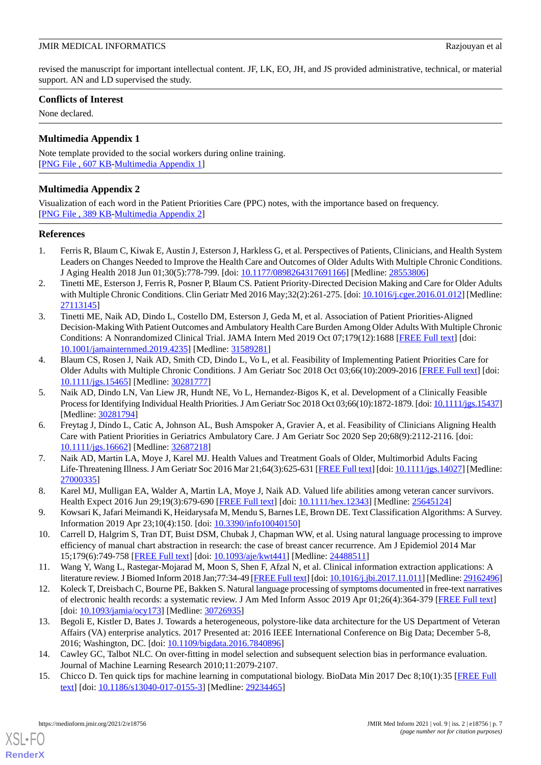revised the manuscript for important intellectual content. JF, LK, EO, JH, and JS provided administrative, technical, or material support. AN and LD supervised the study.

## Conflicts of Interest

None declared.

## Multimedia Appendix 1

Note template provided to the social workers during online training.
[PNG File , 607 KB-Multimedia Appendix 1]

## Multimedia Appendix 2

Visualization of each word in the Patient Priorities Care (PPC) notes, with the importance based on frequency.
[PNG File , 389 KB-Multimedia Appendix 2]

## References

1. Ferris R, Blaum C, Kiwak E, Austin J, Esterson J, Harkless G, et al. Perspectives of Patients, Clinicians, and Health System Leaders on Changes Needed to Improve the Health Care and Outcomes of Older Adults With Multiple Chronic Conditions. J Aging Health 2018 Jun 01;30(5):778-799. [doi: 10.1177/0898264317691166] [Medline: 28553806]
2. Tinetti ME, Esterson J, Ferris R, Posner P, Blaum CS. Patient Priority-Directed Decision Making and Care for Older Adults with Multiple Chronic Conditions. Clin Geriatr Med 2016 May;32(2):261-275. [doi: 10.1016/j.cger.2016.01.012] [Medline: 27113145]
3. Tinetti ME, Naik AD, Dindo L, Costello DM, Esterson J, Geda M, et al. Association of Patient Priorities-Aligned Decision-Making With Patient Outcomes and Ambulatory Health Care Burden Among Older Adults With Multiple Chronic Conditions: A Nonrandomized Clinical Trial. JAMA Intern Med 2019 Oct 07;179(12):1688 [FREE Full text] [doi: 10.1001/jamainternmed.2019.4235] [Medline: 31589281]
4. Blaum CS, Rosen J, Naik AD, Smith CD, Dindo L, Vo L, et al. Feasibility of Implementing Patient Priorities Care for Older Adults with Multiple Chronic Conditions. J Am Geriatr Soc 2018 Oct 03;66(10):2009-2016 [FREE Full text] [doi: 10.1111/jgs.15465] [Medline: 30281777]
5. Naik AD, Dindo LN, Van Liew JR, Hundt NE, Vo L, Hernandez-Bigos K, et al. Development of a Clinically Feasible Process for Identifying Individual Health Priorities. J Am Geriatr Soc 2018 Oct 03;66(10):1872-1879. [doi: 10.1111/jgs.15437] [Medline: 30281794]
6. Freytag J, Dindo L, Catic A, Johnson AL, Bush Amspoker A, Gravier A, et al. Feasibility of Clinicians Aligning Health Care with Patient Priorities in Geriatrics Ambulatory Care. J Am Geriatr Soc 2020 Sep 20;68(9):2112-2116. [doi: 10.1111/jgs.16662] [Medline: 32687218]
7. Naik AD, Martin LA, Moye J, Karel MJ. Health Values and Treatment Goals of Older, Multimorbid Adults Facing Life-Threatening Illness. J Am Geriatr Soc 2016 Mar 21;64(3):625-631 [FREE Full text] [doi: 10.1111/jgs.14027] [Medline: 27000335]
8. Karel MJ, Mulligan EA, Walder A, Martin LA, Moye J, Naik AD. Valued life abilities among veteran cancer survivors. Health Expect 2016 Jun 29;19(3):679-690 [FREE Full text] [doi: 10.1111/hex.12343] [Medline: 25645124]
9. Kowsari K, Jafari Meimandi K, Heidarysafa M, Mendu S, Barnes LE, Brown DE. Text Classification Algorithms: A Survey. Information 2019 Apr 23;10(4):150. [doi: 10.3390/info10040150]
10. Carrell D, Halgrim S, Tran DT, Buist DSM, Chubak J, Chapman WW, et al. Using natural language processing to improve efficiency of manual chart abstraction in research: the case of breast cancer recurrence. Am J Epidemiol 2014 Mar 15;179(6):749-758 [FREE Full text] [doi: 10.1093/aje/kwt441] [Medline: 24488511]
11. Wang Y, Wang L, Rastegar-Mojarad M, Moon S, Shen F, Afzal N, et al. Clinical information extraction applications: A literature review. J Biomed Inform 2018 Jan;77:34-49 [FREE Full text] [doi: 10.1016/j.jbi.2017.11.011] [Medline: 29162496]
12. Koleck T, Dreisbach C, Bourne PE, Bakken S. Natural language processing of symptoms documented in free-text narratives of electronic health records: a systematic review. J Am Med Inform Assoc 2019 Apr 01;26(4):364-379 [FREE Full text] [doi: 10.1093/jamia/ocy173] [Medline: 30726935]
13. Begoli E, Kistler D, Bates J. Towards a heterogeneous, polystore-like data architecture for the US Department of Veteran Affairs (VA) enterprise analytics. 2017 Presented at: 2016 IEEE International Conference on Big Data; December 5-8, 2016; Washington, DC. [doi: 10.1109/bigdata.2016.7840896]
14. Cawley GC, Talbot NLC. On over-fitting in model selection and subsequent selection bias in performance evaluation. Journal of Machine Learning Research 2010;11:2079-2107.
15. Chicco D. Ten quick tips for machine learning in computational biology. BioData Min 2017 Dec 8;10(1):35 [FREE Full text] [doi: 10.1186/s13040-017-0155-3] [Medline: 29234465]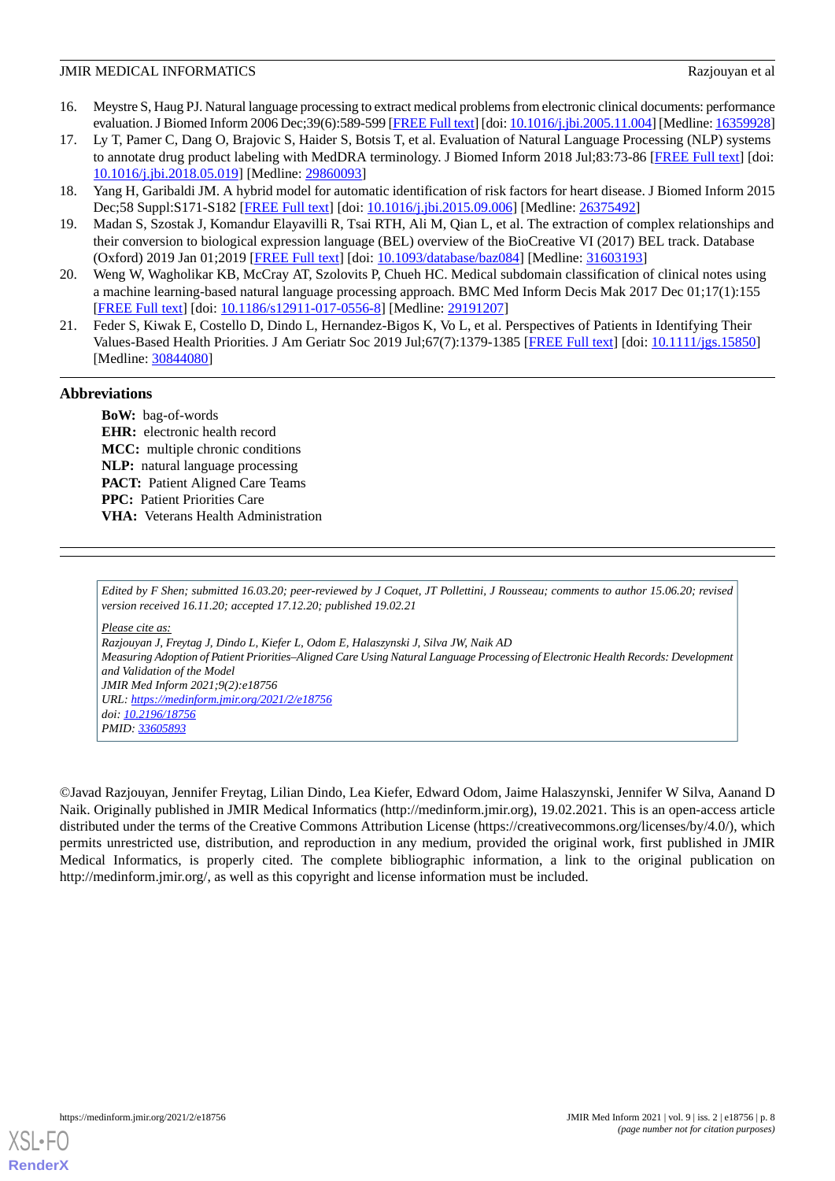16. Meystre S, Haug PJ. Natural language processing to extract medical problems from electronic clinical documents: performance evaluation. J Biomed Inform 2006 Dec;39(6):589-599 [FREE Full text] [doi: 10.1016/j.jbi.2005.11.004] [Medline: 16359928]
17. Ly T, Pamer C, Dang O, Brajovic S, Haider S, Botsis T, et al. Evaluation of Natural Language Processing (NLP) systems to annotate drug product labeling with MedDRA terminology. J Biomed Inform 2018 Jul;83:73-86 [FREE Full text] [doi: 10.1016/j.jbi.2018.05.019] [Medline: 29860093]
18. Yang H, Garibaldi JM. A hybrid model for automatic identification of risk factors for heart disease. J Biomed Inform 2015 Dec;58 Suppl:S171-S182 [FREE Full text] [doi: 10.1016/j.jbi.2015.09.006] [Medline: 26375492]
19. Madan S, Szostak J, Komandur Elayavilli R, Tsai RTH, Ali M, Qian L, et al. The extraction of complex relationships and their conversion to biological expression language (BEL) overview of the BioCreative VI (2017) BEL track. Database (Oxford) 2019 Jan 01;2019 [FREE Full text] [doi: 10.1093/database/baz084] [Medline: 31603193]
20. Weng W, Wagholikar KB, McCray AT, Szolovits P, Chueh HC. Medical subdomain classification of clinical notes using a machine learning-based natural language processing approach. BMC Med Inform Decis Mak 2017 Dec 01;17(1):155 [FREE Full text] [doi: 10.1186/s12911-017-0556-8] [Medline: 29191207]
21. Feder S, Kiwak E, Costello D, Dindo L, Hernandez-Bigos K, Vo L, et al. Perspectives of Patients in Identifying Their Values-Based Health Priorities. J Am Geriatr Soc 2019 Jul;67(7):1379-1385 [FREE Full text] [doi: 10.1111/jgs.15850] [Medline: 30844080]

## Abbreviations

**BoW:** bag-of-words
**EHR:** electronic health record
**MCC:** multiple chronic conditions
**NLP:** natural language processing
**PACT:** Patient Aligned Care Teams
**PPC:** Patient Priorities Care
**VHA:** Veterans Health Administration

*Edited by F Shen; submitted 16.03.20; peer-reviewed by J Coquet, JT Pollettini, J Rousseau; comments to author 15.06.20; revised version received 16.11.20; accepted 17.12.20; published 19.02.21*

*Please cite as:*
*Razjouyan J, Freytag J, Dindo L, Kiefer L, Odom E, Halaszynski J, Silva JW, Naik AD*
*Measuring Adoption of Patient Priorities–Aligned Care Using Natural Language Processing of Electronic Health Records: Development and Validation of the Model*
*JMIR Med Inform 2021;9(2):e18756*
*URL: https://medinform.jmir.org/2021/2/e18756*
*doi: 10.2196/18756*
*PMID: 33605893*

©Javad Razjouyan, Jennifer Freytag, Lilian Dindo, Lea Kiefer, Edward Odom, Jaime Halaszynski, Jennifer W Silva, Aanand D Naik. Originally published in JMIR Medical Informatics (http://medinform.jmir.org), 19.02.2021. This is an open-access article distributed under the terms of the Creative Commons Attribution License (https://creativecommons.org/licenses/by/4.0/), which permits unrestricted use, distribution, and reproduction in any medium, provided the original work, first published in JMIR Medical Informatics, is properly cited. The complete bibliographic information, a link to the original publication on http://medinform.jmir.org/, as well as this copyright and license information must be included.